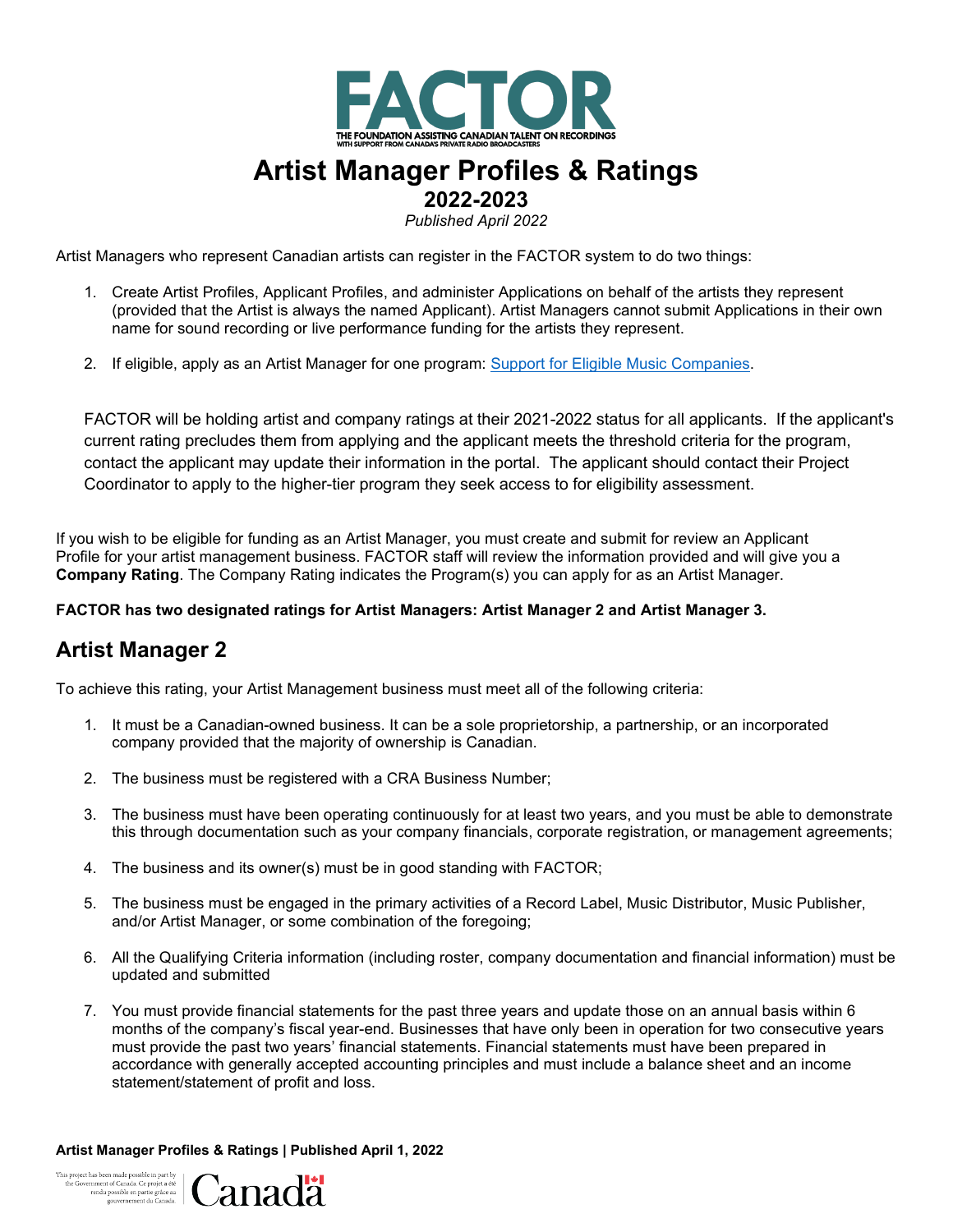# Artist Manager Profiles & Ratings

## 2022-2023

*Published April 2022*

Artist Managers who represent Canadian artists can register in the FACTOR system to do two things:

1. Create Artist Profiles, Applicant Profiles, and administer Applications on behalf of the artists they represent (provided that the Artist is always the named Applicant). Artist Managers cannot submit Applications in their own name for sound recording or live performance funding for the artists they represent.
2. If eligible, apply as an Artist Manager for one program: [Support for Eligible Music Companies](#).

FACTOR will be holding artist and company ratings at their 2021-2022 status for all applicants. If the applicant's current rating precludes them from applying and the applicant meets the threshold criteria for the program, contact the applicant may update their information in the portal. The applicant should contact their Project Coordinator to apply to the higher-tier program they seek access to for eligibility assessment.

If you wish to be eligible for funding as an Artist Manager, you must create and submit for review an Applicant Profile for your artist management business. FACTOR staff will review the information provided and will give you a **Company Rating**. The Company Rating indicates the Program(s) you can apply for as an Artist Manager.

**FACTOR has two designated ratings for Artist Managers: Artist Manager 2 and Artist Manager 3.**

## Artist Manager 2

To achieve this rating, your Artist Management business must meet all of the following criteria:

1. It must be a Canadian-owned business. It can be a sole proprietorship, a partnership, or an incorporated company provided that the majority of ownership is Canadian.
2. The business must be registered with a CRA Business Number;
3. The business must have been operating continuously for at least two years, and you must be able to demonstrate this through documentation such as your company financials, corporate registration, or management agreements;
4. The business and its owner(s) must be in good standing with FACTOR;
5. The business must be engaged in the primary activities of a Record Label, Music Distributor, Music Publisher, and/or Artist Manager, or some combination of the foregoing;
6. All the Qualifying Criteria information (including roster, company documentation and financial information) must be updated and submitted
7. You must provide financial statements for the past three years and update those on an annual basis within 6 months of the company's fiscal year-end. Businesses that have only been in operation for two consecutive years must provide the past two years' financial statements. Financial statements must have been prepared in accordance with generally accepted accounting principles and must include a balance sheet and an income statement/statement of profit and loss.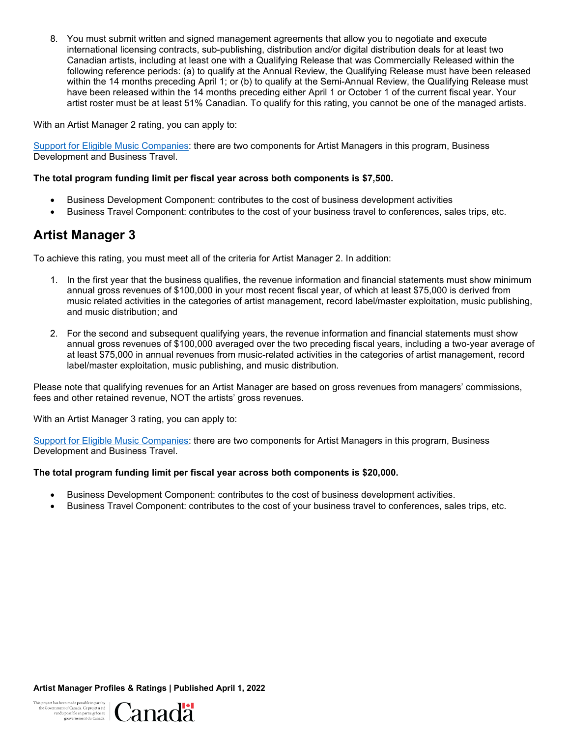8. You must submit written and signed management agreements that allow you to negotiate and execute international licensing contracts, sub-publishing, distribution and/or digital distribution deals for at least two Canadian artists, including at least one with a Qualifying Release that was Commercially Released within the following reference periods: (a) to qualify at the Annual Review, the Qualifying Release must have been released within the 14 months preceding April 1; or (b) to qualify at the Semi-Annual Review, the Qualifying Release must have been released within the 14 months preceding either April 1 or October 1 of the current fiscal year. Your artist roster must be at least 51% Canadian. To qualify for this rating, you cannot be one of the managed artists.

With an Artist Manager 2 rating, you can apply to:

Support for Eligible Music Companies: there are two components for Artist Managers in this program, Business Development and Business Travel.

**The total program funding limit per fiscal year across both components is $7,500.**

- Business Development Component: contributes to the cost of business development activities
- Business Travel Component: contributes to the cost of your business travel to conferences, sales trips, etc.

## Artist Manager 3

To achieve this rating, you must meet all of the criteria for Artist Manager 2. In addition:

1. In the first year that the business qualifies, the revenue information and financial statements must show minimum annual gross revenues of $100,000 in your most recent fiscal year, of which at least $75,000 is derived from music related activities in the categories of artist management, record label/master exploitation, music publishing, and music distribution; and

2. For the second and subsequent qualifying years, the revenue information and financial statements must show annual gross revenues of $100,000 averaged over the two preceding fiscal years, including a two-year average of at least $75,000 in annual revenues from music-related activities in the categories of artist management, record label/master exploitation, music publishing, and music distribution.

Please note that qualifying revenues for an Artist Manager are based on gross revenues from managers' commissions, fees and other retained revenue, NOT the artists' gross revenues.

With an Artist Manager 3 rating, you can apply to:

Support for Eligible Music Companies: there are two components for Artist Managers in this program, Business Development and Business Travel.

**The total program funding limit per fiscal year across both components is $20,000.**

- Business Development Component: contributes to the cost of business development activities.
- Business Travel Component: contributes to the cost of your business travel to conferences, sales trips, etc.